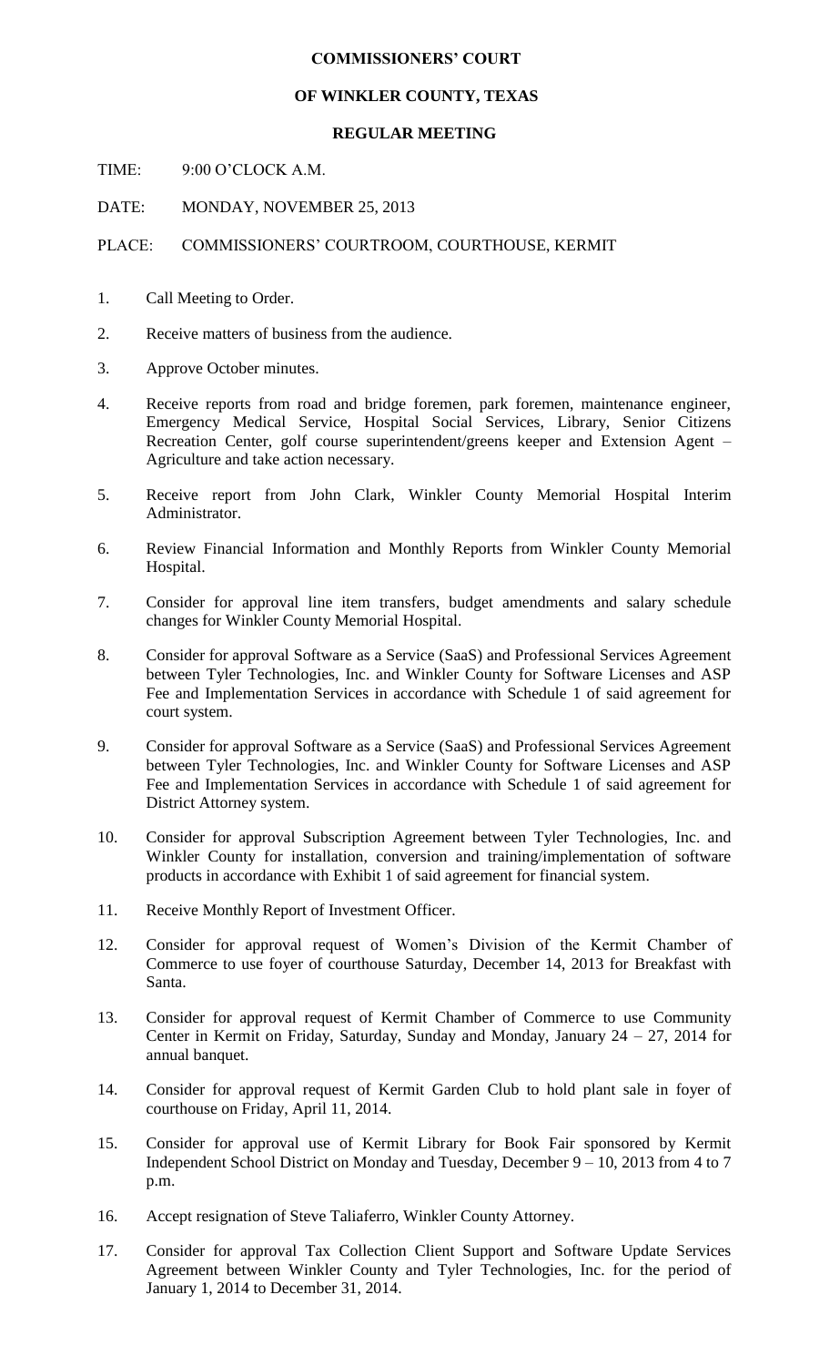# COMMISSIONERS' COURT

## OF WINKLER COUNTY, TEXAS

### REGULAR MEETING

TIME: 9:00 O'CLOCK A.M.

DATE: MONDAY, NOVEMBER 25, 2013

PLACE: COMMISSIONERS' COURTROOM, COURTHOUSE, KERMIT

1. Call Meeting to Order.

2. Receive matters of business from the audience.

3. Approve October minutes.

4. Receive reports from road and bridge foremen, park foremen, maintenance engineer, Emergency Medical Service, Hospital Social Services, Library, Senior Citizens Recreation Center, golf course superintendent/greens keeper and Extension Agent – Agriculture and take action necessary.

5. Receive report from John Clark, Winkler County Memorial Hospital Interim Administrator.

6. Review Financial Information and Monthly Reports from Winkler County Memorial Hospital.

7. Consider for approval line item transfers, budget amendments and salary schedule changes for Winkler County Memorial Hospital.

8. Consider for approval Software as a Service (SaaS) and Professional Services Agreement between Tyler Technologies, Inc. and Winkler County for Software Licenses and ASP Fee and Implementation Services in accordance with Schedule 1 of said agreement for court system.

9. Consider for approval Software as a Service (SaaS) and Professional Services Agreement between Tyler Technologies, Inc. and Winkler County for Software Licenses and ASP Fee and Implementation Services in accordance with Schedule 1 of said agreement for District Attorney system.

10. Consider for approval Subscription Agreement between Tyler Technologies, Inc. and Winkler County for installation, conversion and training/implementation of software products in accordance with Exhibit 1 of said agreement for financial system.

11. Receive Monthly Report of Investment Officer.

12. Consider for approval request of Women's Division of the Kermit Chamber of Commerce to use foyer of courthouse Saturday, December 14, 2013 for Breakfast with Santa.

13. Consider for approval request of Kermit Chamber of Commerce to use Community Center in Kermit on Friday, Saturday, Sunday and Monday, January 24 – 27, 2014 for annual banquet.

14. Consider for approval request of Kermit Garden Club to hold plant sale in foyer of courthouse on Friday, April 11, 2014.

15. Consider for approval use of Kermit Library for Book Fair sponsored by Kermit Independent School District on Monday and Tuesday, December 9 – 10, 2013 from 4 to 7 p.m.

16. Accept resignation of Steve Taliaferro, Winkler County Attorney.

17. Consider for approval Tax Collection Client Support and Software Update Services Agreement between Winkler County and Tyler Technologies, Inc. for the period of January 1, 2014 to December 31, 2014.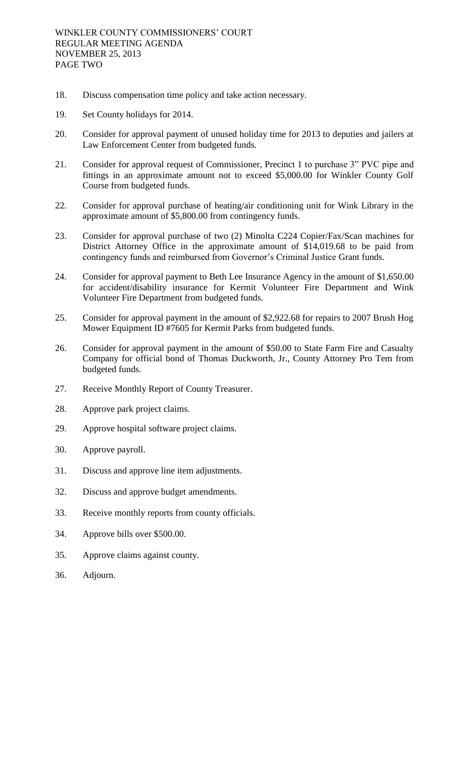18. Discuss compensation time policy and take action necessary.

19. Set County holidays for 2014.

20. Consider for approval payment of unused holiday time for 2013 to deputies and jailers at Law Enforcement Center from budgeted funds.

21. Consider for approval request of Commissioner, Precinct 1 to purchase 3" PVC pipe and fittings in an approximate amount not to exceed $5,000.00 for Winkler County Golf Course from budgeted funds.

22. Consider for approval purchase of heating/air conditioning unit for Wink Library in the approximate amount of $5,800.00 from contingency funds.

23. Consider for approval purchase of two (2) Minolta C224 Copier/Fax/Scan machines for District Attorney Office in the approximate amount of $14,019.68 to be paid from contingency funds and reimbursed from Governor's Criminal Justice Grant funds.

24. Consider for approval payment to Beth Lee Insurance Agency in the amount of $1,650.00 for accident/disability insurance for Kermit Volunteer Fire Department and Wink Volunteer Fire Department from budgeted funds.

25. Consider for approval payment in the amount of $2,922.68 for repairs to 2007 Brush Hog Mower Equipment ID #7605 for Kermit Parks from budgeted funds.

26. Consider for approval payment in the amount of $50.00 to State Farm Fire and Casualty Company for official bond of Thomas Duckworth, Jr., County Attorney Pro Tem from budgeted funds.

27. Receive Monthly Report of County Treasurer.

28. Approve park project claims.

29. Approve hospital software project claims.

30. Approve payroll.

31. Discuss and approve line item adjustments.

32. Discuss and approve budget amendments.

33. Receive monthly reports from county officials.

34. Approve bills over $500.00.

35. Approve claims against county.

36. Adjourn.